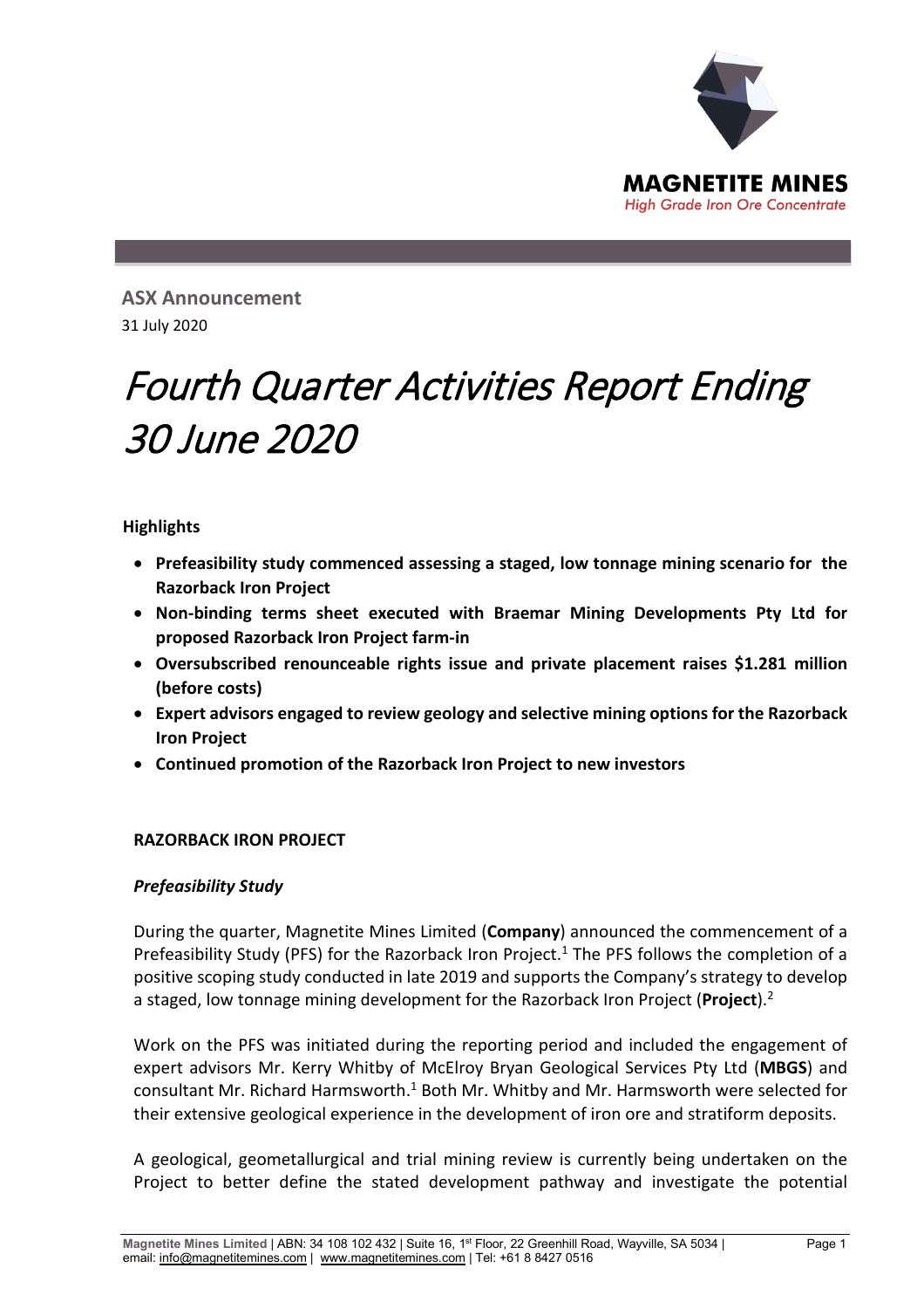MAGNETITE MINES
*High Grade Iron Ore Concentrate*

**ASX Announcement**
31 July 2020

# *Fourth Quarter Activities Report Ending 30 June 2020*

**Highlights**

- **Prefeasibility study commenced assessing a staged, low tonnage mining scenario for the Razorback Iron Project**
- **Non-binding terms sheet executed with Braemar Mining Developments Pty Ltd for proposed Razorback Iron Project farm-in**
- **Oversubscribed renounceable rights issue and private placement raises $1.281 million (before costs)**
- **Expert advisors engaged to review geology and selective mining options for the Razorback Iron Project**
- **Continued promotion of the Razorback Iron Project to new investors**

## RAZORBACK IRON PROJECT

### *Prefeasibility Study*

During the quarter, Magnetite Mines Limited (**Company**) announced the commencement of a Prefeasibility Study (PFS) for the Razorback Iron Project.[1] The PFS follows the completion of a positive scoping study conducted in late 2019 and supports the Company's strategy to develop a staged, low tonnage mining development for the Razorback Iron Project (**Project**).[2]

Work on the PFS was initiated during the reporting period and included the engagement of expert advisors Mr. Kerry Whitby of McElroy Bryan Geological Services Pty Ltd (**MBGS**) and consultant Mr. Richard Harmsworth.[1] Both Mr. Whitby and Mr. Harmsworth were selected for their extensive geological experience in the development of iron ore and stratiform deposits.

A geological, geometallurgical and trial mining review is currently being undertaken on the Project to better define the stated development pathway and investigate the potential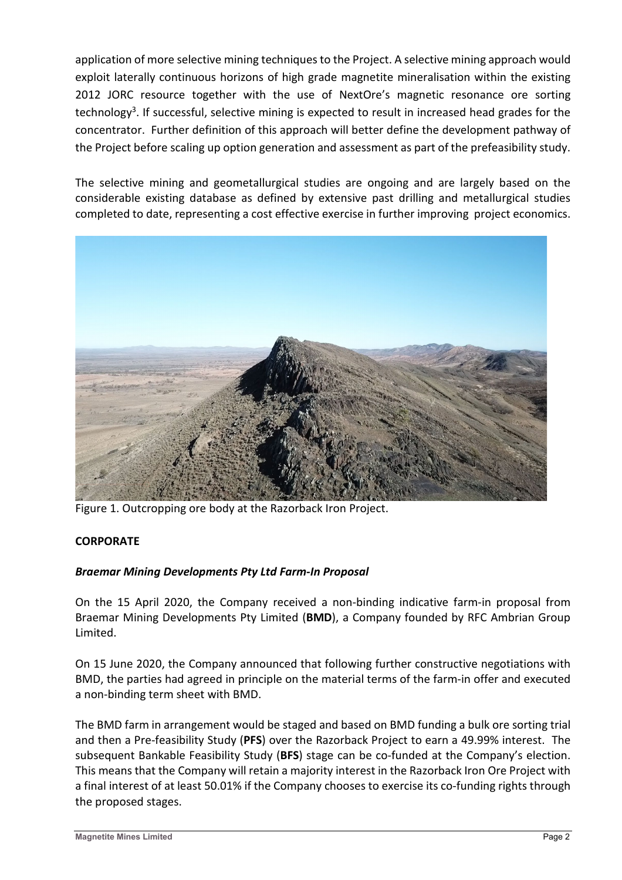application of more selective mining techniques to the Project. A selective mining approach would exploit laterally continuous horizons of high grade magnetite mineralisation within the existing 2012 JORC resource together with the use of NextOre's magnetic resonance ore sorting technology[3]. If successful, selective mining is expected to result in increased head grades for the concentrator. Further definition of this approach will better define the development pathway of the Project before scaling up option generation and assessment as part of the prefeasibility study.

The selective mining and geometallurgical studies are ongoing and are largely based on the considerable existing database as defined by extensive past drilling and metallurgical studies completed to date, representing a cost effective exercise in further improving project economics.

Figure 1. Outcropping ore body at the Razorback Iron Project.

**CORPORATE**

***Braemar Mining Developments Pty Ltd Farm-In Proposal***

On the 15 April 2020, the Company received a non-binding indicative farm-in proposal from Braemar Mining Developments Pty Limited (**BMD**), a Company founded by RFC Ambrian Group Limited.

On 15 June 2020, the Company announced that following further constructive negotiations with BMD, the parties had agreed in principle on the material terms of the farm-in offer and executed a non-binding term sheet with BMD.

The BMD farm in arrangement would be staged and based on BMD funding a bulk ore sorting trial and then a Pre-feasibility Study (**PFS**) over the Razorback Project to earn a 49.99% interest. The subsequent Bankable Feasibility Study (**BFS**) stage can be co-funded at the Company's election. This means that the Company will retain a majority interest in the Razorback Iron Ore Project with a final interest of at least 50.01% if the Company chooses to exercise its co-funding rights through the proposed stages.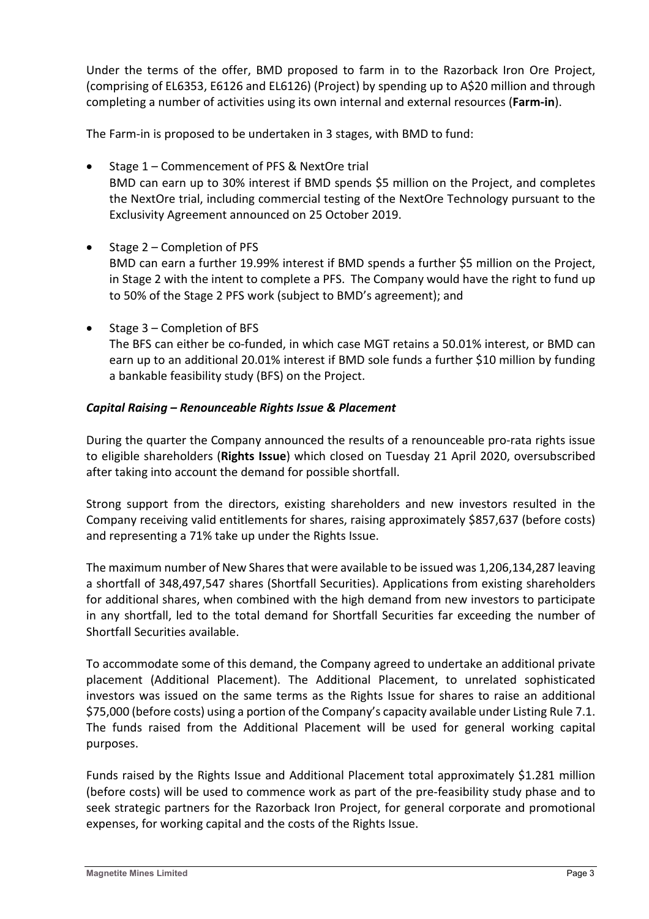Under the terms of the offer, BMD proposed to farm in to the Razorback Iron Ore Project, (comprising of EL6353, E6126 and EL6126) (Project) by spending up to A$20 million and through completing a number of activities using its own internal and external resources (**Farm-in**).

The Farm-in is proposed to be undertaken in 3 stages, with BMD to fund:

- Stage 1 – Commencement of PFS & NextOre trial
  BMD can earn up to 30% interest if BMD spends $5 million on the Project, and completes the NextOre trial, including commercial testing of the NextOre Technology pursuant to the Exclusivity Agreement announced on 25 October 2019.

- Stage 2 – Completion of PFS
  BMD can earn a further 19.99% interest if BMD spends a further $5 million on the Project, in Stage 2 with the intent to complete a PFS. The Company would have the right to fund up to 50% of the Stage 2 PFS work (subject to BMD's agreement); and

- Stage 3 – Completion of BFS
  The BFS can either be co-funded, in which case MGT retains a 50.01% interest, or BMD can earn up to an additional 20.01% interest if BMD sole funds a further $10 million by funding a bankable feasibility study (BFS) on the Project.

***Capital Raising – Renounceable Rights Issue & Placement***

During the quarter the Company announced the results of a renounceable pro-rata rights issue to eligible shareholders (**Rights Issue**) which closed on Tuesday 21 April 2020, oversubscribed after taking into account the demand for possible shortfall.

Strong support from the directors, existing shareholders and new investors resulted in the Company receiving valid entitlements for shares, raising approximately $857,637 (before costs) and representing a 71% take up under the Rights Issue.

The maximum number of New Shares that were available to be issued was 1,206,134,287 leaving a shortfall of 348,497,547 shares (Shortfall Securities). Applications from existing shareholders for additional shares, when combined with the high demand from new investors to participate in any shortfall, led to the total demand for Shortfall Securities far exceeding the number of Shortfall Securities available.

To accommodate some of this demand, the Company agreed to undertake an additional private placement (Additional Placement). The Additional Placement, to unrelated sophisticated investors was issued on the same terms as the Rights Issue for shares to raise an additional $75,000 (before costs) using a portion of the Company's capacity available under Listing Rule 7.1. The funds raised from the Additional Placement will be used for general working capital purposes.

Funds raised by the Rights Issue and Additional Placement total approximately $1.281 million (before costs) will be used to commence work as part of the pre-feasibility study phase and to seek strategic partners for the Razorback Iron Project, for general corporate and promotional expenses, for working capital and the costs of the Rights Issue.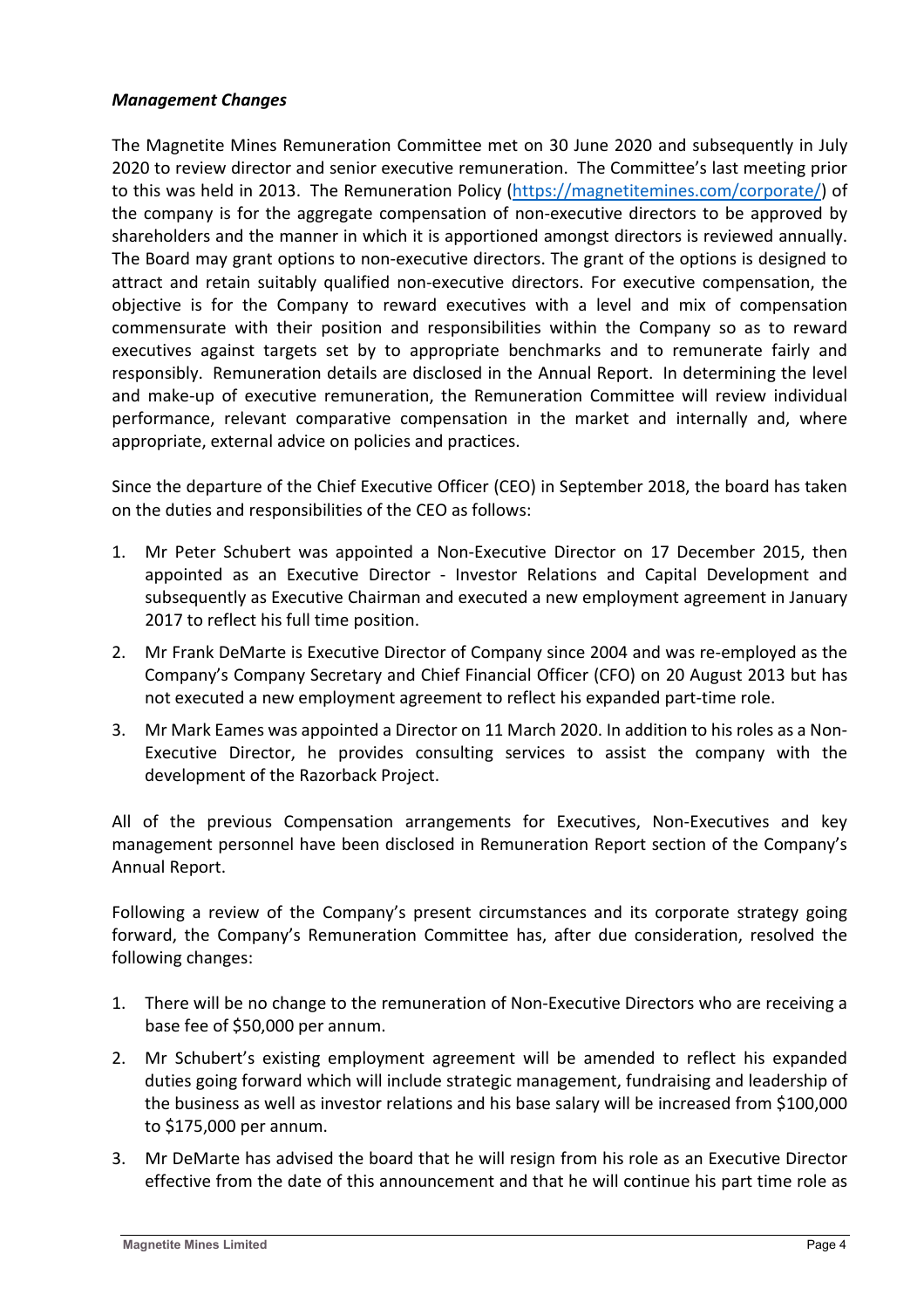***Management Changes***

The Magnetite Mines Remuneration Committee met on 30 June 2020 and subsequently in July 2020 to review director and senior executive remuneration. The Committee's last meeting prior to this was held in 2013. The Remuneration Policy (https://magnetitemines.com/corporate/) of the company is for the aggregate compensation of non-executive directors to be approved by shareholders and the manner in which it is apportioned amongst directors is reviewed annually. The Board may grant options to non-executive directors. The grant of the options is designed to attract and retain suitably qualified non-executive directors. For executive compensation, the objective is for the Company to reward executives with a level and mix of compensation commensurate with their position and responsibilities within the Company so as to reward executives against targets set by to appropriate benchmarks and to remunerate fairly and responsibly. Remuneration details are disclosed in the Annual Report. In determining the level and make-up of executive remuneration, the Remuneration Committee will review individual performance, relevant comparative compensation in the market and internally and, where appropriate, external advice on policies and practices.

Since the departure of the Chief Executive Officer (CEO) in September 2018, the board has taken on the duties and responsibilities of the CEO as follows:

1. Mr Peter Schubert was appointed a Non-Executive Director on 17 December 2015, then appointed as an Executive Director - Investor Relations and Capital Development and subsequently as Executive Chairman and executed a new employment agreement in January 2017 to reflect his full time position.
2. Mr Frank DeMarte is Executive Director of Company since 2004 and was re-employed as the Company's Company Secretary and Chief Financial Officer (CFO) on 20 August 2013 but has not executed a new employment agreement to reflect his expanded part-time role.
3. Mr Mark Eames was appointed a Director on 11 March 2020. In addition to his roles as a Non-Executive Director, he provides consulting services to assist the company with the development of the Razorback Project.

All of the previous Compensation arrangements for Executives, Non-Executives and key management personnel have been disclosed in Remuneration Report section of the Company's Annual Report.

Following a review of the Company's present circumstances and its corporate strategy going forward, the Company's Remuneration Committee has, after due consideration, resolved the following changes:

1. There will be no change to the remuneration of Non-Executive Directors who are receiving a base fee of $50,000 per annum.
2. Mr Schubert's existing employment agreement will be amended to reflect his expanded duties going forward which will include strategic management, fundraising and leadership of the business as well as investor relations and his base salary will be increased from $100,000 to $175,000 per annum.
3. Mr DeMarte has advised the board that he will resign from his role as an Executive Director effective from the date of this announcement and that he will continue his part time role as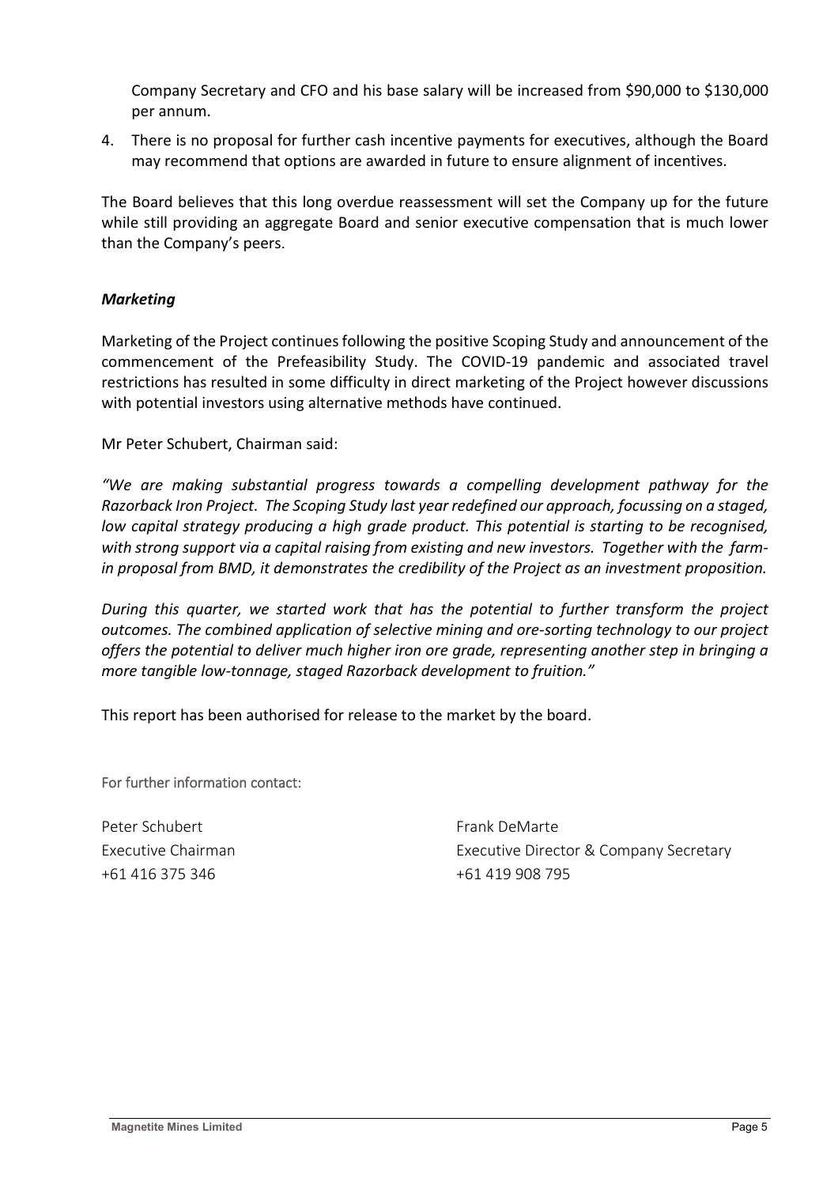Company Secretary and CFO and his base salary will be increased from $90,000 to $130,000 per annum.

4. There is no proposal for further cash incentive payments for executives, although the Board may recommend that options are awarded in future to ensure alignment of incentives.

The Board believes that this long overdue reassessment will set the Company up for the future while still providing an aggregate Board and senior executive compensation that is much lower than the Company's peers.

***Marketing***

Marketing of the Project continues following the positive Scoping Study and announcement of the commencement of the Prefeasibility Study. The COVID-19 pandemic and associated travel restrictions has resulted in some difficulty in direct marketing of the Project however discussions with potential investors using alternative methods have continued.

Mr Peter Schubert, Chairman said:

*"We are making substantial progress towards a compelling development pathway for the Razorback Iron Project. The Scoping Study last year redefined our approach, focussing on a staged, low capital strategy producing a high grade product. This potential is starting to be recognised, with strong support via a capital raising from existing and new investors. Together with the farm-in proposal from BMD, it demonstrates the credibility of the Project as an investment proposition.*

*During this quarter, we started work that has the potential to further transform the project outcomes. The combined application of selective mining and ore-sorting technology to our project offers the potential to deliver much higher iron ore grade, representing another step in bringing a more tangible low-tonnage, staged Razorback development to fruition."*

This report has been authorised for release to the market by the board.

For further information contact:

Peter Schubert
Executive Chairman
+61 416 375 346

Frank DeMarte
Executive Director & Company Secretary
+61 419 908 795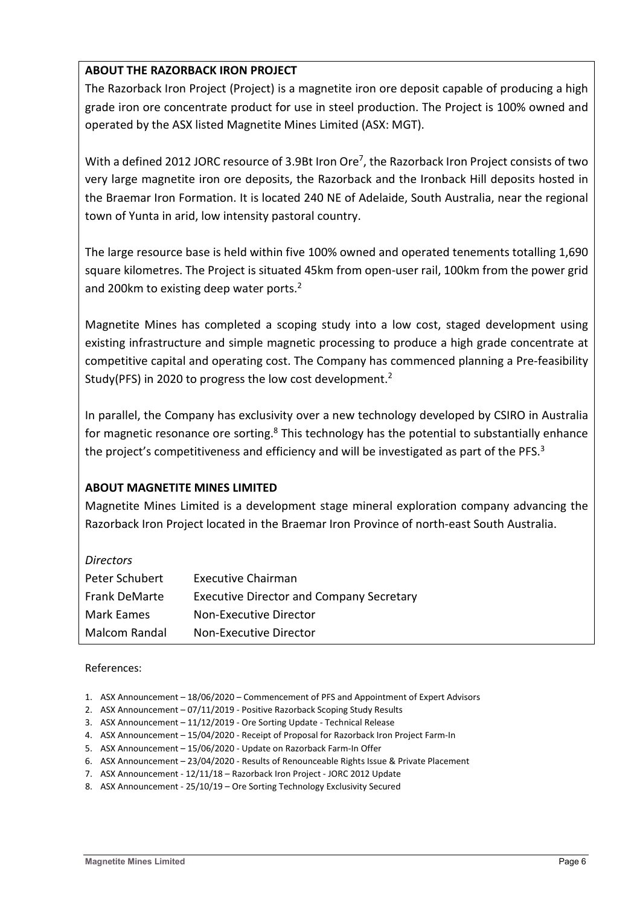## ABOUT THE RAZORBACK IRON PROJECT

The Razorback Iron Project (Project) is a magnetite iron ore deposit capable of producing a high grade iron ore concentrate product for use in steel production. The Project is 100% owned and operated by the ASX listed Magnetite Mines Limited (ASX: MGT).

With a defined 2012 JORC resource of 3.9Bt Iron Ore[7], the Razorback Iron Project consists of two very large magnetite iron ore deposits, the Razorback and the Ironback Hill deposits hosted in the Braemar Iron Formation. It is located 240 NE of Adelaide, South Australia, near the regional town of Yunta in arid, low intensity pastoral country.

The large resource base is held within five 100% owned and operated tenements totalling 1,690 square kilometres. The Project is situated 45km from open-user rail, 100km from the power grid and 200km to existing deep water ports.[2]

Magnetite Mines has completed a scoping study into a low cost, staged development using existing infrastructure and simple magnetic processing to produce a high grade concentrate at competitive capital and operating cost. The Company has commenced planning a Pre-feasibility Study(PFS) in 2020 to progress the low cost development.[2]

In parallel, the Company has exclusivity over a new technology developed by CSIRO in Australia for magnetic resonance ore sorting.[8] This technology has the potential to substantially enhance the project's competitiveness and efficiency and will be investigated as part of the PFS.[3]

## ABOUT MAGNETITE MINES LIMITED

Magnetite Mines Limited is a development stage mineral exploration company advancing the Razorback Iron Project located in the Braemar Iron Province of north-east South Australia.

*Directors*

| | |
|---|---|
| Peter Schubert | Executive Chairman |
| Frank DeMarte | Executive Director and Company Secretary |
| Mark Eames | Non-Executive Director |
| Malcom Randal | Non-Executive Director |

References:

1. ASX Announcement – 18/06/2020 – Commencement of PFS and Appointment of Expert Advisors
2. ASX Announcement – 07/11/2019 - Positive Razorback Scoping Study Results
3. ASX Announcement – 11/12/2019 - Ore Sorting Update - Technical Release
4. ASX Announcement – 15/04/2020 - Receipt of Proposal for Razorback Iron Project Farm-In
5. ASX Announcement – 15/06/2020 - Update on Razorback Farm-In Offer
6. ASX Announcement – 23/04/2020 - Results of Renounceable Rights Issue & Private Placement
7. ASX Announcement - 12/11/18 – Razorback Iron Project - JORC 2012 Update
8. ASX Announcement - 25/10/19 – Ore Sorting Technology Exclusivity Secured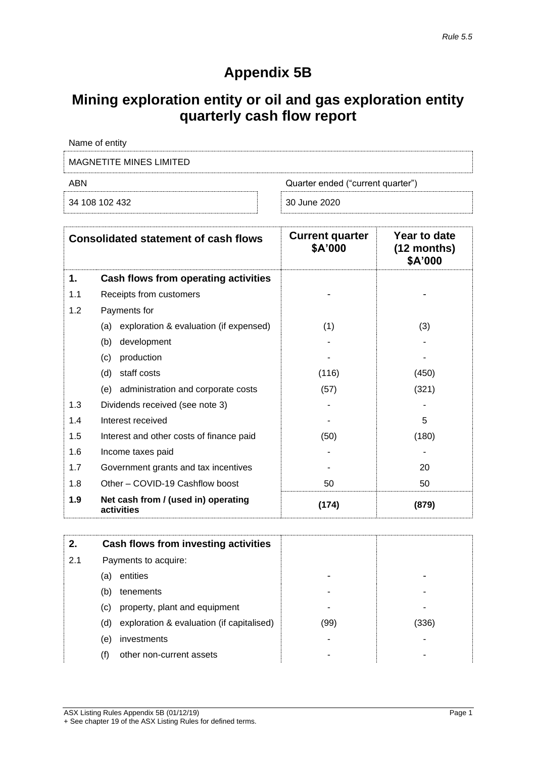*Rule 5.5*

# Appendix 5B

## Mining exploration entity or oil and gas exploration entity quarterly cash flow report

| Name of entity | |
|---|---|
| MAGNETITE MINES LIMITED | |
| **ABN** | **Quarter ended ("current quarter")** |
| 34 108 102 432 | 30 June 2020 |

| | Consolidated statement of cash flows | Current quarter $A'000 | Year to date (12 months) $A'000 |
|---|---|---|---|
| **1.** | **Cash flows from operating activities** | | |
| 1.1 | Receipts from customers | - | - |
| 1.2 | Payments for | | |
| | (a) exploration & evaluation (if expensed) | (1) | (3) |
| | (b) development | - | - |
| | (c) production | - | - |
| | (d) staff costs | (116) | (450) |
| | (e) administration and corporate costs | (57) | (321) |
| 1.3 | Dividends received (see note 3) | - | - |
| 1.4 | Interest received | - | 5 |
| 1.5 | Interest and other costs of finance paid | (50) | (180) |
| 1.6 | Income taxes paid | - | - |
| 1.7 | Government grants and tax incentives | - | 20 |
| 1.8 | Other – COVID-19 Cashflow boost | 50 | 50 |
| **1.9** | **Net cash from / (used in) operating activities** | **(174)** | **(879)** |

| | | | |
|---|---|---|---|
| **2.** | **Cash flows from investing activities** | | |
| 2.1 | Payments to acquire: | | |
| | (a) entities | - | - |
| | (b) tenements | - | - |
| | (c) property, plant and equipment | - | - |
| | (d) exploration & evaluation (if capitalised) | (99) | (336) |
| | (e) investments | - | - |
| | (f) other non-current assets | - | - |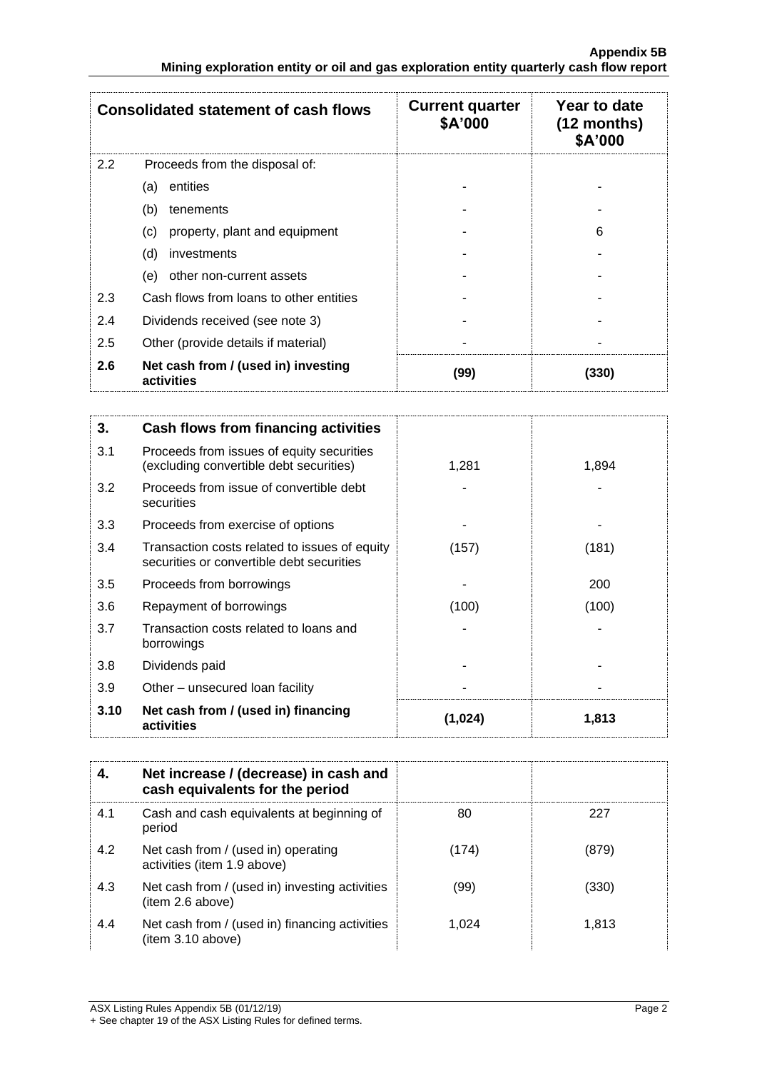| Consolidated statement of cash flows | | Current quarter $A'000 | Year to date (12 months) $A'000 |
|---|---|---|---|
| 2.2 | Proceeds from the disposal of: | | |
| | (a) entities | - | - |
| | (b) tenements | - | - |
| | (c) property, plant and equipment | - | 6 |
| | (d) investments | - | - |
| | (e) other non-current assets | - | - |
| 2.3 | Cash flows from loans to other entities | - | - |
| 2.4 | Dividends received (see note 3) | - | - |
| 2.5 | Other (provide details if material) | - | - |
| **2.6** | **Net cash from / (used in) investing activities** | **(99)** | **(330)** |

| **3.** | **Cash flows from financing activities** | | |
|---|---|---|---|
| 3.1 | Proceeds from issues of equity securities (excluding convertible debt securities) | 1,281 | 1,894 |
| 3.2 | Proceeds from issue of convertible debt securities | - | - |
| 3.3 | Proceeds from exercise of options | - | - |
| 3.4 | Transaction costs related to issues of equity securities or convertible debt securities | (157) | (181) |
| 3.5 | Proceeds from borrowings | - | 200 |
| 3.6 | Repayment of borrowings | (100) | (100) |
| 3.7 | Transaction costs related to loans and borrowings | - | - |
| 3.8 | Dividends paid | - | - |
| 3.9 | Other – unsecured loan facility | - | - |
| **3.10** | **Net cash from / (used in) financing activities** | **(1,024)** | **1,813** |

| **4.** | **Net increase / (decrease) in cash and cash equivalents for the period** | | |
|---|---|---|---|
| 4.1 | Cash and cash equivalents at beginning of period | 80 | 227 |
| 4.2 | Net cash from / (used in) operating activities (item 1.9 above) | (174) | (879) |
| 4.3 | Net cash from / (used in) investing activities (item 2.6 above) | (99) | (330) |
| 4.4 | Net cash from / (used in) financing activities (item 3.10 above) | 1,024 | 1,813 |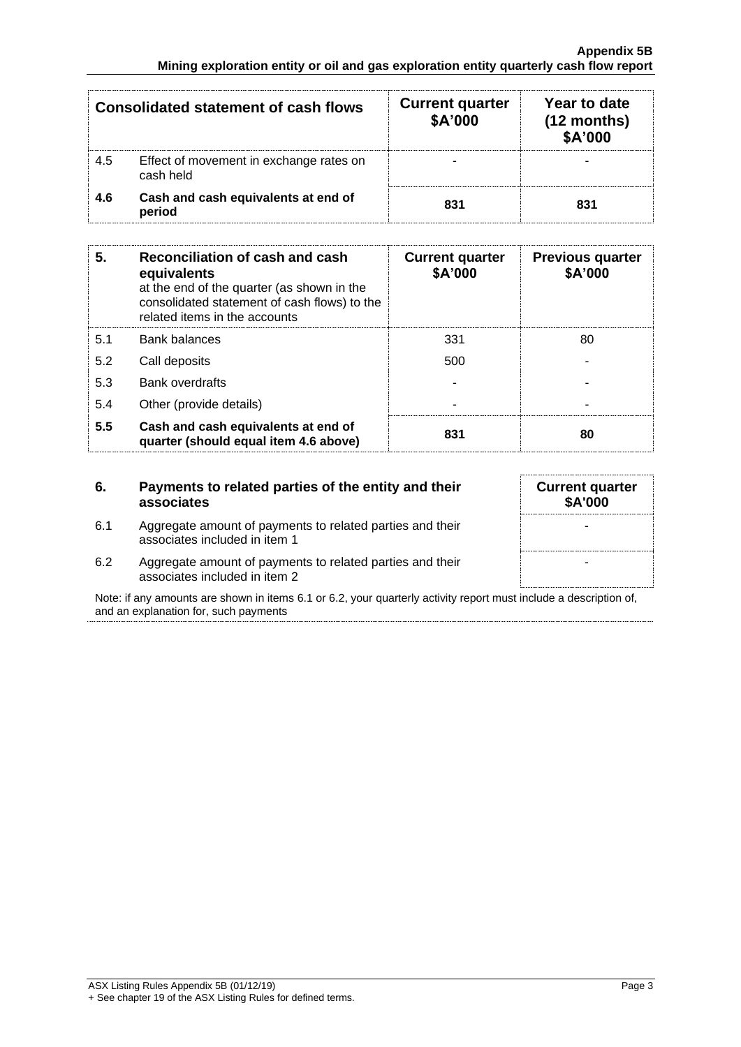| Consolidated statement of cash flows | | Current quarter $A'000 | Year to date (12 months) $A'000 |
|---|---|---|---|
| 4.5 | Effect of movement in exchange rates on cash held | - | - |
| **4.6** | **Cash and cash equivalents at end of period** | **831** | **831** |

| 5. | Reconciliation of cash and cash equivalents at the end of the quarter (as shown in the consolidated statement of cash flows) to the related items in the accounts | Current quarter $A'000 | Previous quarter $A'000 |
|---|---|---|---|
| 5.1 | Bank balances | 331 | 80 |
| 5.2 | Call deposits | 500 | - |
| 5.3 | Bank overdrafts | - | - |
| 5.4 | Other (provide details) | - | - |
| **5.5** | **Cash and cash equivalents at end of quarter (should equal item 4.6 above)** | **831** | **80** |

| 6. | Payments to related parties of the entity and their associates | Current quarter $A'000 |
|---|---|---|
| 6.1 | Aggregate amount of payments to related parties and their associates included in item 1 | - |
| 6.2 | Aggregate amount of payments to related parties and their associates included in item 2 | - |

Note: if any amounts are shown in items 6.1 or 6.2, your quarterly activity report must include a description of, and an explanation for, such payments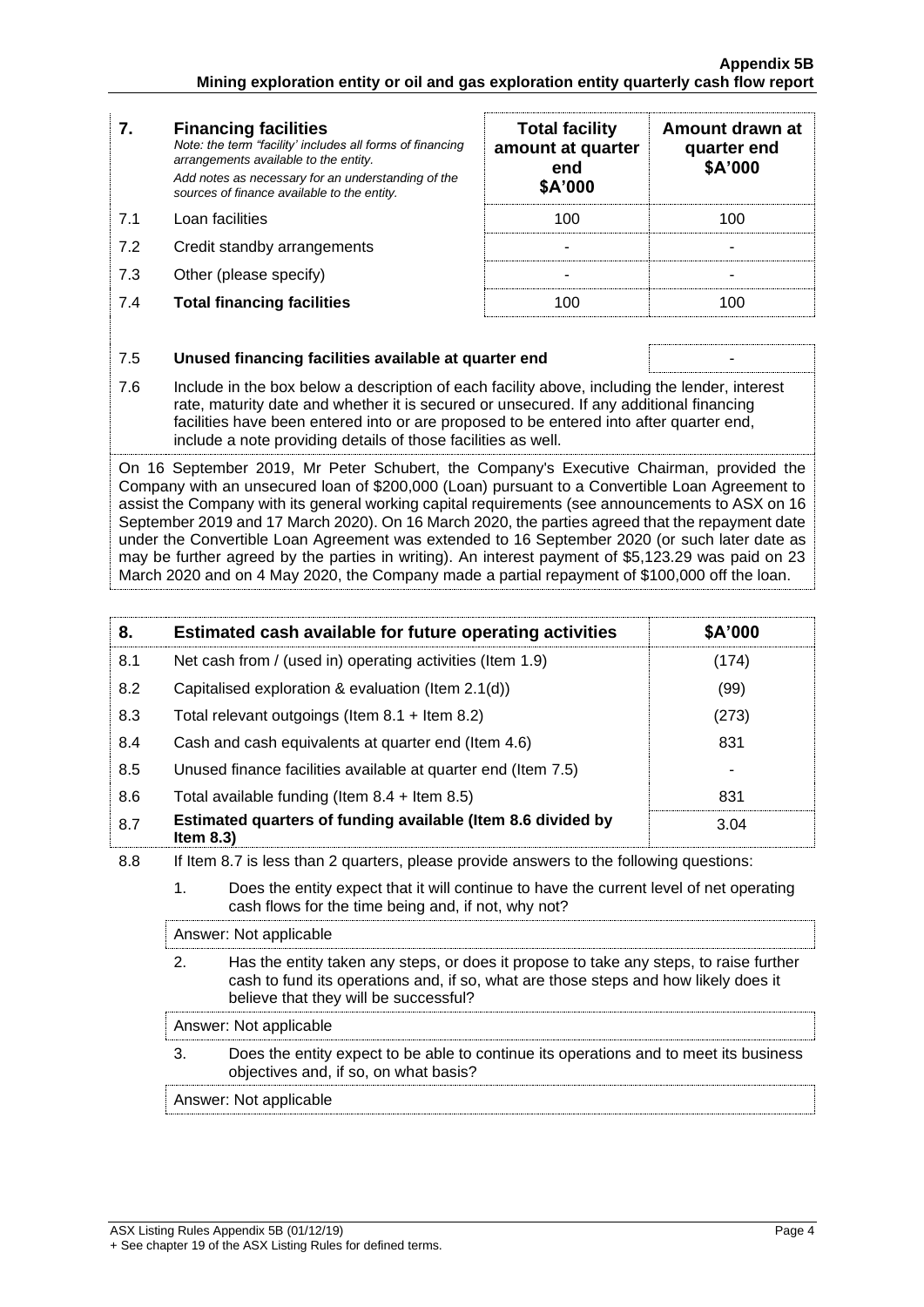| 7. | **Financing facilities**<br>*Note: the term "facility' includes all forms of financing arrangements available to the entity.*<br>*Add notes as necessary for an understanding of the sources of finance available to the entity.* | **Total facility amount at quarter end**<br>**$A'000** | **Amount drawn at quarter end**<br>**$A'000** |
|---|---|---|---|
| 7.1 | Loan facilities | 100 | 100 |
| 7.2 | Credit standby arrangements | - | - |
| 7.3 | Other (please specify) | - | - |
| 7.4 | **Total financing facilities** | 100 | 100 |

| | | |
|---|---|---|
| 7.5 | **Unused financing facilities available at quarter end** | - |

7.6 Include in the box below a description of each facility above, including the lender, interest rate, maturity date and whether it is secured or unsecured. If any additional financing facilities have been entered into or are proposed to be entered into after quarter end, include a note providing details of those facilities as well.

On 16 September 2019, Mr Peter Schubert, the Company's Executive Chairman, provided the Company with an unsecured loan of $200,000 (Loan) pursuant to a Convertible Loan Agreement to assist the Company with its general working capital requirements (see announcements to ASX on 16 September 2019 and 17 March 2020). On 16 March 2020, the parties agreed that the repayment date under the Convertible Loan Agreement was extended to 16 September 2020 (or such later date as may be further agreed by the parties in writing). An interest payment of $5,123.29 was paid on 23 March 2020 and on 4 May 2020, the Company made a partial repayment of $100,000 off the loan.

| 8. | **Estimated cash available for future operating activities** | **$A'000** |
|---|---|---|
| 8.1 | Net cash from / (used in) operating activities (Item 1.9) | (174) |
| 8.2 | Capitalised exploration & evaluation (Item 2.1(d)) | (99) |
| 8.3 | Total relevant outgoings (Item 8.1 + Item 8.2) | (273) |
| 8.4 | Cash and cash equivalents at quarter end (Item 4.6) | 831 |
| 8.5 | Unused finance facilities available at quarter end (Item 7.5) | - |
| 8.6 | Total available funding (Item 8.4 + Item 8.5) | 831 |
| 8.7 | **Estimated quarters of funding available (Item 8.6 divided by Item 8.3)** | 3.04 |

8.8 If Item 8.7 is less than 2 quarters, please provide answers to the following questions:

1. Does the entity expect that it will continue to have the current level of net operating cash flows for the time being and, if not, why not?

   Answer: Not applicable

2. Has the entity taken any steps, or does it propose to take any steps, to raise further cash to fund its operations and, if so, what are those steps and how likely does it believe that they will be successful?

   Answer: Not applicable

3. Does the entity expect to be able to continue its operations and to meet its business objectives and, if so, on what basis?

   Answer: Not applicable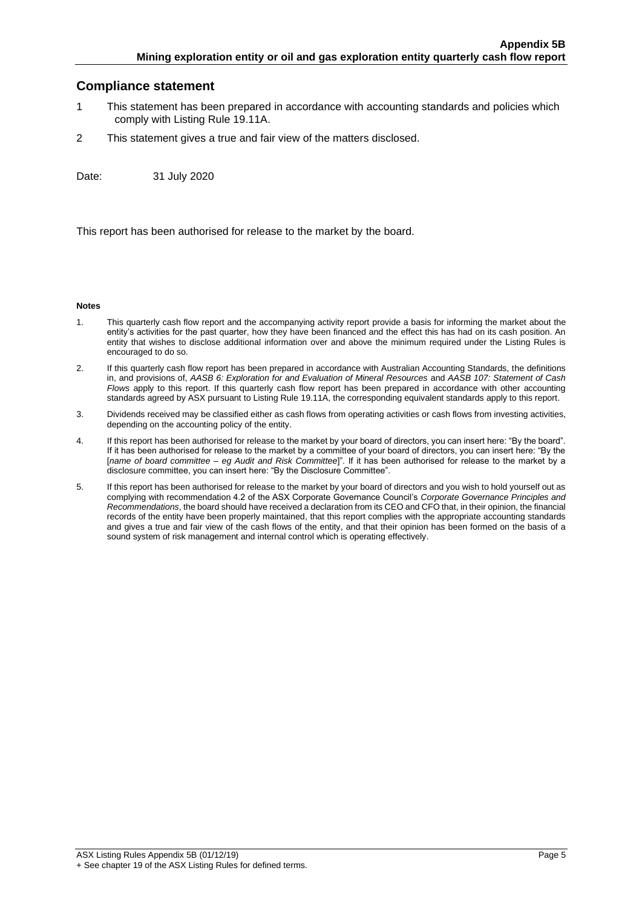## Compliance statement

1 This statement has been prepared in accordance with accounting standards and policies which comply with Listing Rule 19.11A.

2 This statement gives a true and fair view of the matters disclosed.

Date: 31 July 2020

This report has been authorised for release to the market by the board.

**Notes**

1. This quarterly cash flow report and the accompanying activity report provide a basis for informing the market about the entity's activities for the past quarter, how they have been financed and the effect this has had on its cash position. An entity that wishes to disclose additional information over and above the minimum required under the Listing Rules is encouraged to do so.
2. If this quarterly cash flow report has been prepared in accordance with Australian Accounting Standards, the definitions in, and provisions of, *AASB 6: Exploration for and Evaluation of Mineral Resources* and *AASB 107: Statement of Cash Flows* apply to this report. If this quarterly cash flow report has been prepared in accordance with other accounting standards agreed by ASX pursuant to Listing Rule 19.11A, the corresponding equivalent standards apply to this report.
3. Dividends received may be classified either as cash flows from operating activities or cash flows from investing activities, depending on the accounting policy of the entity.
4. If this report has been authorised for release to the market by your board of directors, you can insert here: "By the board". If it has been authorised for release to the market by a committee of your board of directors, you can insert here: "By the [*name of board committee – eg Audit and Risk Committee*]". If it has been authorised for release to the market by a disclosure committee, you can insert here: "By the Disclosure Committee".
5. If this report has been authorised for release to the market by your board of directors and you wish to hold yourself out as complying with recommendation 4.2 of the ASX Corporate Governance Council's *Corporate Governance Principles and Recommendations*, the board should have received a declaration from its CEO and CFO that, in their opinion, the financial records of the entity have been properly maintained, that this report complies with the appropriate accounting standards and gives a true and fair view of the cash flows of the entity, and that their opinion has been formed on the basis of a sound system of risk management and internal control which is operating effectively.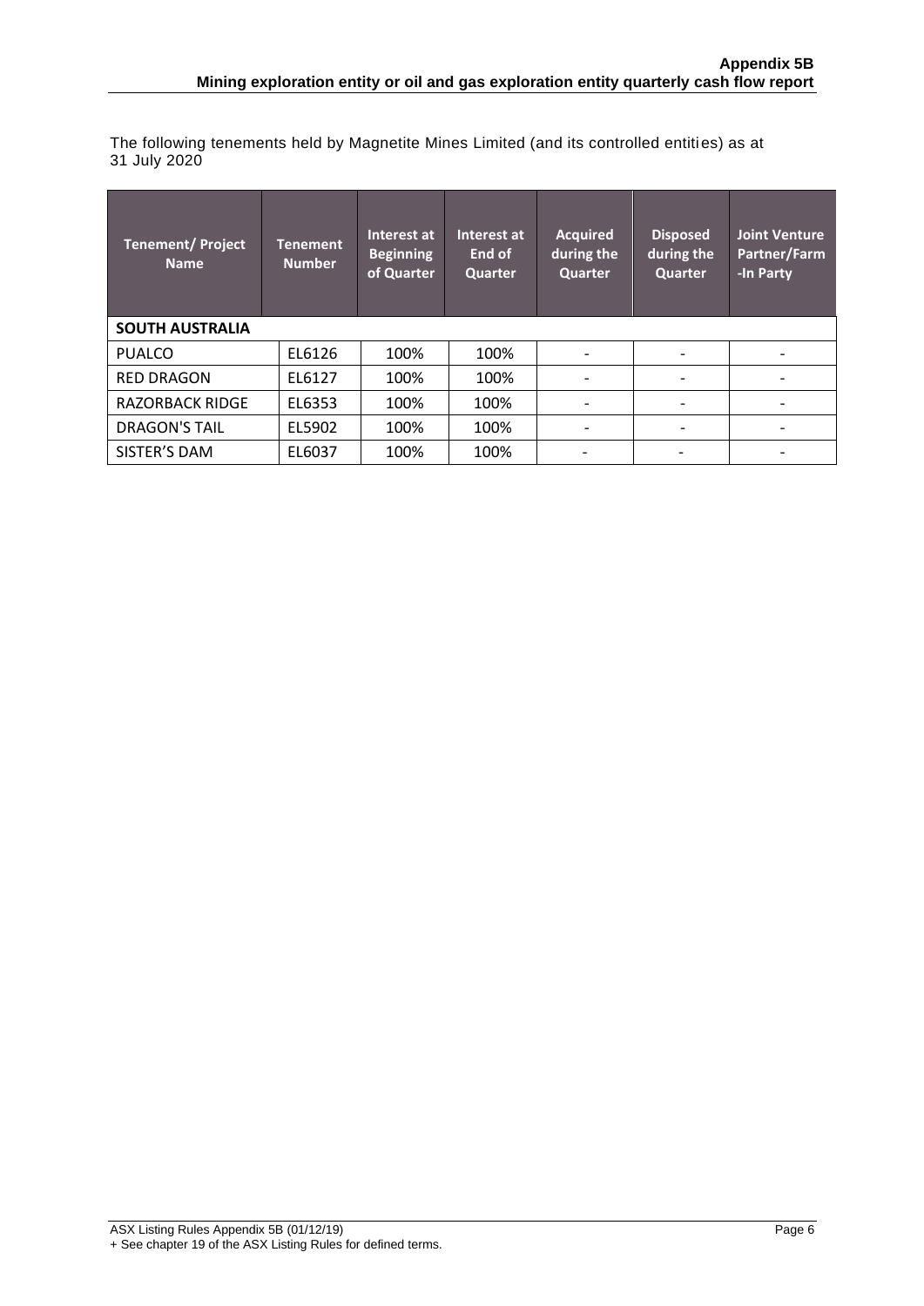The following tenements held by Magnetite Mines Limited (and its controlled entities) as at 31 July 2020

| Tenement/ Project Name | Tenement Number | Interest at Beginning of Quarter | Interest at End of Quarter | Acquired during the Quarter | Disposed during the Quarter | Joint Venture Partner/Farm -In Party |
|---|---|---|---|---|---|---|
| **SOUTH AUSTRALIA** | | | | | | |
| PUALCO | EL6126 | 100% | 100% | - | - | - |
| RED DRAGON | EL6127 | 100% | 100% | - | - | - |
| RAZORBACK RIDGE | EL6353 | 100% | 100% | - | - | - |
| DRAGON'S TAIL | EL5902 | 100% | 100% | - | - | - |
| SISTER'S DAM | EL6037 | 100% | 100% | - | - | - |